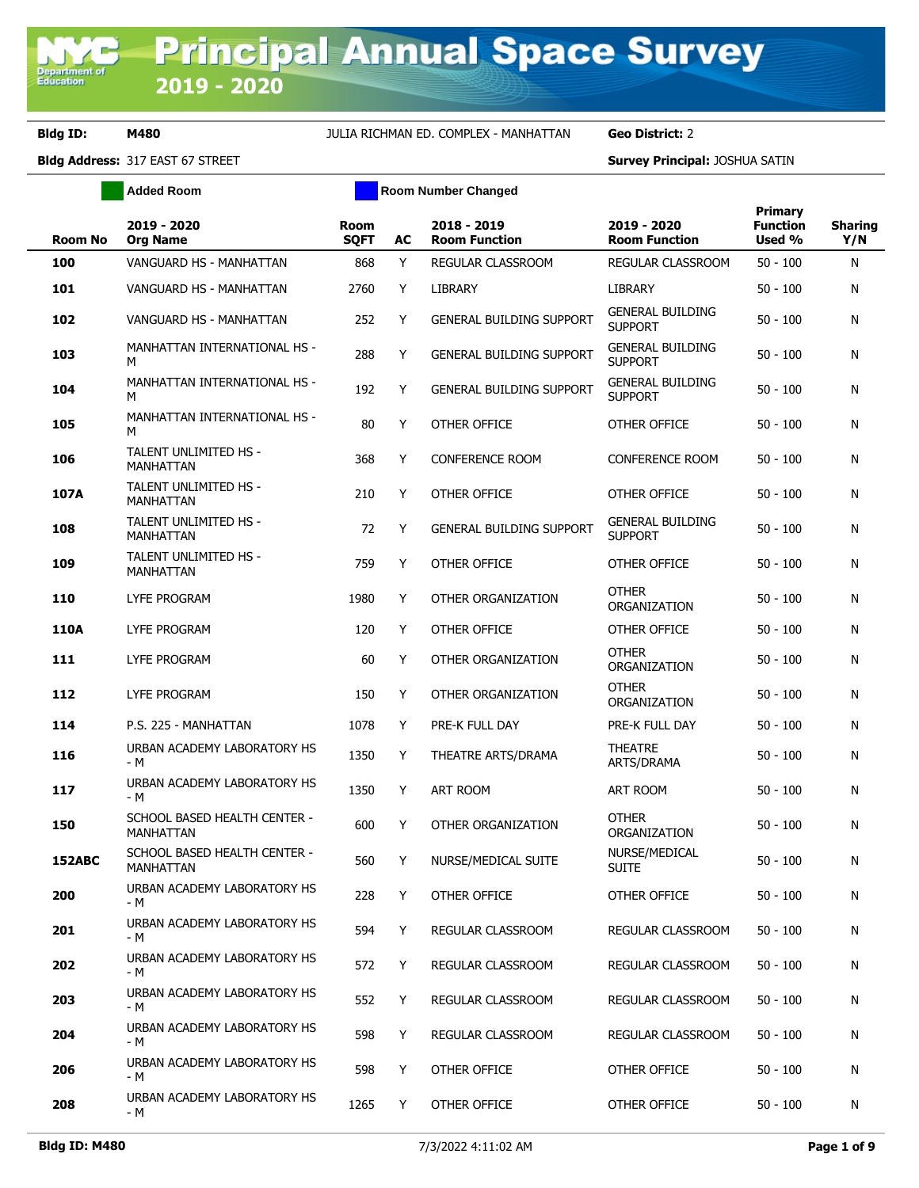# Principal Annual Space Survey 2019 - 2020

**Bldg ID:** M480 JULIA RICHMAN ED. COMPLEX - MANHATTAN **Geo District:** 2

**Bldg Address:** 317 EAST 67 STREET **Survey Principal:** JOSHUA SATIN

Added Room | Room Number Changed

| Room No | 2019 - 2020 Org Name | Room SQFT | AC | 2018 - 2019 Room Function | 2019 - 2020 Room Function | Primary Function Used % | Sharing Y/N |
|---|---|---|---|---|---|---|---|
| **100** | VANGUARD HS - MANHATTAN | 868 | Y | REGULAR CLASSROOM | REGULAR CLASSROOM | 50 - 100 | N |
| **101** | VANGUARD HS - MANHATTAN | 2760 | Y | LIBRARY | LIBRARY | 50 - 100 | N |
| **102** | VANGUARD HS - MANHATTAN | 252 | Y | GENERAL BUILDING SUPPORT | GENERAL BUILDING SUPPORT | 50 - 100 | N |
| **103** | MANHATTAN INTERNATIONAL HS - M | 288 | Y | GENERAL BUILDING SUPPORT | GENERAL BUILDING SUPPORT | 50 - 100 | N |
| **104** | MANHATTAN INTERNATIONAL HS - M | 192 | Y | GENERAL BUILDING SUPPORT | GENERAL BUILDING SUPPORT | 50 - 100 | N |
| **105** | MANHATTAN INTERNATIONAL HS - M | 80 | Y | OTHER OFFICE | OTHER OFFICE | 50 - 100 | N |
| **106** | TALENT UNLIMITED HS - MANHATTAN | 368 | Y | CONFERENCE ROOM | CONFERENCE ROOM | 50 - 100 | N |
| **107A** | TALENT UNLIMITED HS - MANHATTAN | 210 | Y | OTHER OFFICE | OTHER OFFICE | 50 - 100 | N |
| **108** | TALENT UNLIMITED HS - MANHATTAN | 72 | Y | GENERAL BUILDING SUPPORT | GENERAL BUILDING SUPPORT | 50 - 100 | N |
| **109** | TALENT UNLIMITED HS - MANHATTAN | 759 | Y | OTHER OFFICE | OTHER OFFICE | 50 - 100 | N |
| **110** | LYFE PROGRAM | 1980 | Y | OTHER ORGANIZATION | OTHER ORGANIZATION | 50 - 100 | N |
| **110A** | LYFE PROGRAM | 120 | Y | OTHER OFFICE | OTHER OFFICE | 50 - 100 | N |
| **111** | LYFE PROGRAM | 60 | Y | OTHER ORGANIZATION | OTHER ORGANIZATION | 50 - 100 | N |
| **112** | LYFE PROGRAM | 150 | Y | OTHER ORGANIZATION | OTHER ORGANIZATION | 50 - 100 | N |
| **114** | P.S. 225 - MANHATTAN | 1078 | Y | PRE-K FULL DAY | PRE-K FULL DAY | 50 - 100 | N |
| **116** | URBAN ACADEMY LABORATORY HS - M | 1350 | Y | THEATRE ARTS/DRAMA | THEATRE ARTS/DRAMA | 50 - 100 | N |
| **117** | URBAN ACADEMY LABORATORY HS - M | 1350 | Y | ART ROOM | ART ROOM | 50 - 100 | N |
| **150** | SCHOOL BASED HEALTH CENTER - MANHATTAN | 600 | Y | OTHER ORGANIZATION | OTHER ORGANIZATION | 50 - 100 | N |
| **152ABC** | SCHOOL BASED HEALTH CENTER - MANHATTAN | 560 | Y | NURSE/MEDICAL SUITE | NURSE/MEDICAL SUITE | 50 - 100 | N |
| **200** | URBAN ACADEMY LABORATORY HS - M | 228 | Y | OTHER OFFICE | OTHER OFFICE | 50 - 100 | N |
| **201** | URBAN ACADEMY LABORATORY HS - M | 594 | Y | REGULAR CLASSROOM | REGULAR CLASSROOM | 50 - 100 | N |
| **202** | URBAN ACADEMY LABORATORY HS - M | 572 | Y | REGULAR CLASSROOM | REGULAR CLASSROOM | 50 - 100 | N |
| **203** | URBAN ACADEMY LABORATORY HS - M | 552 | Y | REGULAR CLASSROOM | REGULAR CLASSROOM | 50 - 100 | N |
| **204** | URBAN ACADEMY LABORATORY HS - M | 598 | Y | REGULAR CLASSROOM | REGULAR CLASSROOM | 50 - 100 | N |
| **206** | URBAN ACADEMY LABORATORY HS - M | 598 | Y | OTHER OFFICE | OTHER OFFICE | 50 - 100 | N |
| **208** | URBAN ACADEMY LABORATORY HS - M | 1265 | Y | OTHER OFFICE | OTHER OFFICE | 50 - 100 | N |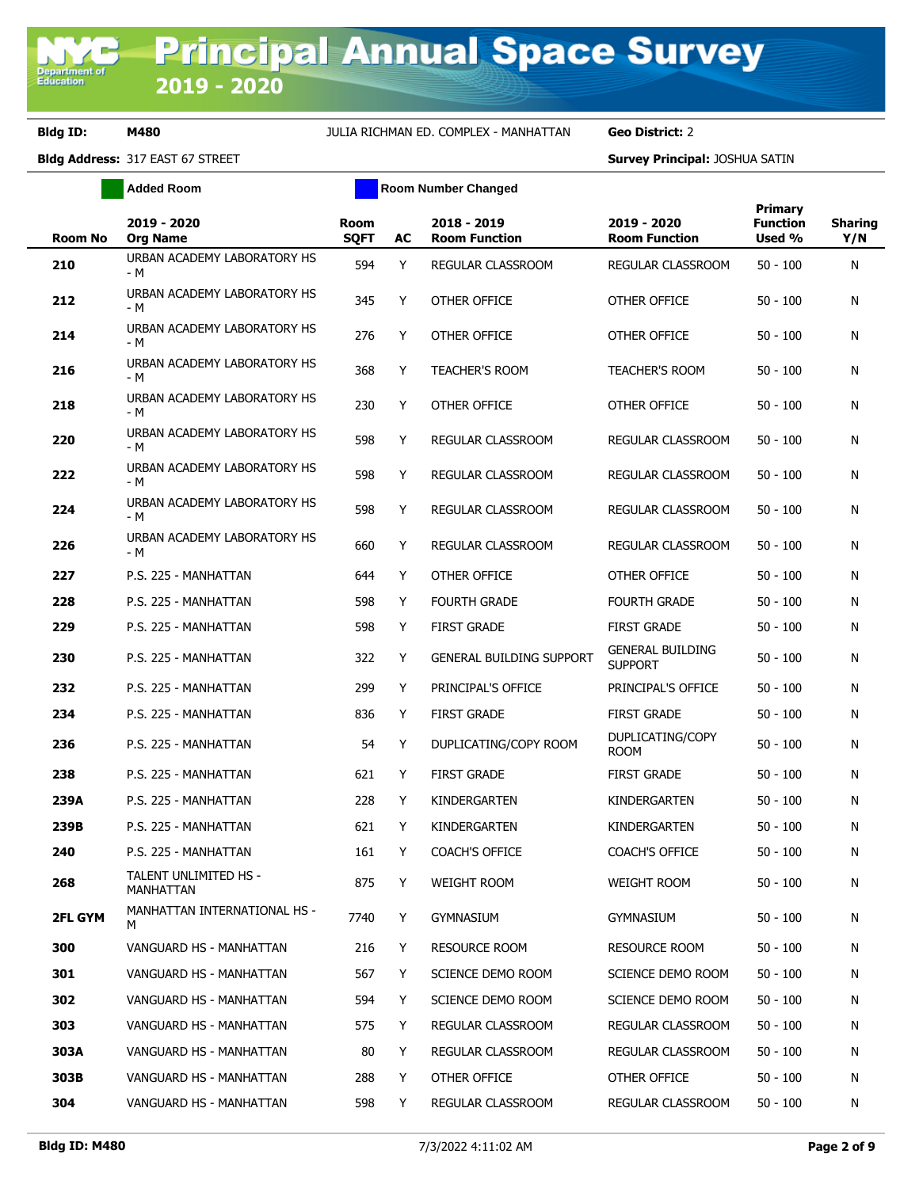# Principal Annual Space Survey 2019 - 2020

**Bldg ID:** M480 JULIA RICHMAN ED. COMPLEX - MANHATTAN **Geo District:** 2

**Bldg Address:** 317 EAST 67 STREET **Survey Principal:** JOSHUA SATIN

Added Room | Room Number Changed

| Room No | 2019 - 2020 Org Name | Room SQFT | AC | 2018 - 2019 Room Function | 2019 - 2020 Room Function | Primary Function Used % | Sharing Y/N |
|---|---|---|---|---|---|---|---|
| 210 | URBAN ACADEMY LABORATORY HS - M | 594 | Y | REGULAR CLASSROOM | REGULAR CLASSROOM | 50 - 100 | N |
| 212 | URBAN ACADEMY LABORATORY HS - M | 345 | Y | OTHER OFFICE | OTHER OFFICE | 50 - 100 | N |
| 214 | URBAN ACADEMY LABORATORY HS - M | 276 | Y | OTHER OFFICE | OTHER OFFICE | 50 - 100 | N |
| 216 | URBAN ACADEMY LABORATORY HS - M | 368 | Y | TEACHER'S ROOM | TEACHER'S ROOM | 50 - 100 | N |
| 218 | URBAN ACADEMY LABORATORY HS - M | 230 | Y | OTHER OFFICE | OTHER OFFICE | 50 - 100 | N |
| 220 | URBAN ACADEMY LABORATORY HS - M | 598 | Y | REGULAR CLASSROOM | REGULAR CLASSROOM | 50 - 100 | N |
| 222 | URBAN ACADEMY LABORATORY HS - M | 598 | Y | REGULAR CLASSROOM | REGULAR CLASSROOM | 50 - 100 | N |
| 224 | URBAN ACADEMY LABORATORY HS - M | 598 | Y | REGULAR CLASSROOM | REGULAR CLASSROOM | 50 - 100 | N |
| 226 | URBAN ACADEMY LABORATORY HS - M | 660 | Y | REGULAR CLASSROOM | REGULAR CLASSROOM | 50 - 100 | N |
| 227 | P.S. 225 - MANHATTAN | 644 | Y | OTHER OFFICE | OTHER OFFICE | 50 - 100 | N |
| 228 | P.S. 225 - MANHATTAN | 598 | Y | FOURTH GRADE | FOURTH GRADE | 50 - 100 | N |
| 229 | P.S. 225 - MANHATTAN | 598 | Y | FIRST GRADE | FIRST GRADE | 50 - 100 | N |
| 230 | P.S. 225 - MANHATTAN | 322 | Y | GENERAL BUILDING SUPPORT | GENERAL BUILDING SUPPORT | 50 - 100 | N |
| 232 | P.S. 225 - MANHATTAN | 299 | Y | PRINCIPAL'S OFFICE | PRINCIPAL'S OFFICE | 50 - 100 | N |
| 234 | P.S. 225 - MANHATTAN | 836 | Y | FIRST GRADE | FIRST GRADE | 50 - 100 | N |
| 236 | P.S. 225 - MANHATTAN | 54 | Y | DUPLICATING/COPY ROOM | DUPLICATING/COPY ROOM | 50 - 100 | N |
| 238 | P.S. 225 - MANHATTAN | 621 | Y | FIRST GRADE | FIRST GRADE | 50 - 100 | N |
| 239A | P.S. 225 - MANHATTAN | 228 | Y | KINDERGARTEN | KINDERGARTEN | 50 - 100 | N |
| 239B | P.S. 225 - MANHATTAN | 621 | Y | KINDERGARTEN | KINDERGARTEN | 50 - 100 | N |
| 240 | P.S. 225 - MANHATTAN | 161 | Y | COACH'S OFFICE | COACH'S OFFICE | 50 - 100 | N |
| 268 | TALENT UNLIMITED HS - MANHATTAN | 875 | Y | WEIGHT ROOM | WEIGHT ROOM | 50 - 100 | N |
| 2FL GYM | MANHATTAN INTERNATIONAL HS - M | 7740 | Y | GYMNASIUM | GYMNASIUM | 50 - 100 | N |
| 300 | VANGUARD HS - MANHATTAN | 216 | Y | RESOURCE ROOM | RESOURCE ROOM | 50 - 100 | N |
| 301 | VANGUARD HS - MANHATTAN | 567 | Y | SCIENCE DEMO ROOM | SCIENCE DEMO ROOM | 50 - 100 | N |
| 302 | VANGUARD HS - MANHATTAN | 594 | Y | SCIENCE DEMO ROOM | SCIENCE DEMO ROOM | 50 - 100 | N |
| 303 | VANGUARD HS - MANHATTAN | 575 | Y | REGULAR CLASSROOM | REGULAR CLASSROOM | 50 - 100 | N |
| 303A | VANGUARD HS - MANHATTAN | 80 | Y | REGULAR CLASSROOM | REGULAR CLASSROOM | 50 - 100 | N |
| 303B | VANGUARD HS - MANHATTAN | 288 | Y | OTHER OFFICE | OTHER OFFICE | 50 - 100 | N |
| 304 | VANGUARD HS - MANHATTAN | 598 | Y | REGULAR CLASSROOM | REGULAR CLASSROOM | 50 - 100 | N |

**Bldg ID: M480** 7/3/2022 4:11:02 AM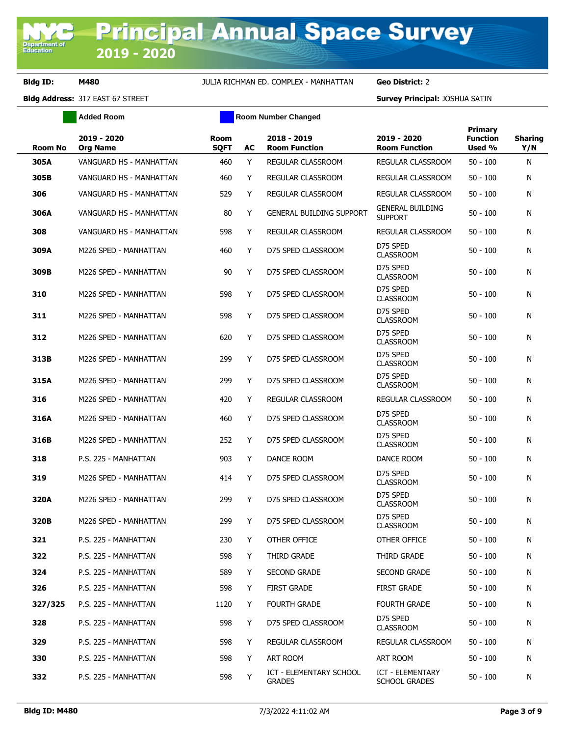# Principal Annual Space Survey 2019 - 2020

**Bldg ID:** M480 JULIA RICHMAN ED. COMPLEX - MANHATTAN **Geo District:** 2

**Bldg Address:** 317 EAST 67 STREET **Survey Principal:** JOSHUA SATIN

Added Room | Room Number Changed

| Room No | 2019 - 2020 Org Name | Room SQFT | AC | 2018 - 2019 Room Function | 2019 - 2020 Room Function | Primary Function Used % | Sharing Y/N |
|---|---|---|---|---|---|---|---|
| 305A | VANGUARD HS - MANHATTAN | 460 | Y | REGULAR CLASSROOM | REGULAR CLASSROOM | 50 - 100 | N |
| 305B | VANGUARD HS - MANHATTAN | 460 | Y | REGULAR CLASSROOM | REGULAR CLASSROOM | 50 - 100 | N |
| 306 | VANGUARD HS - MANHATTAN | 529 | Y | REGULAR CLASSROOM | REGULAR CLASSROOM | 50 - 100 | N |
| 306A | VANGUARD HS - MANHATTAN | 80 | Y | GENERAL BUILDING SUPPORT | GENERAL BUILDING SUPPORT | 50 - 100 | N |
| 308 | VANGUARD HS - MANHATTAN | 598 | Y | REGULAR CLASSROOM | REGULAR CLASSROOM | 50 - 100 | N |
| 309A | M226 SPED - MANHATTAN | 460 | Y | D75 SPED CLASSROOM | D75 SPED CLASSROOM | 50 - 100 | N |
| 309B | M226 SPED - MANHATTAN | 90 | Y | D75 SPED CLASSROOM | D75 SPED CLASSROOM | 50 - 100 | N |
| 310 | M226 SPED - MANHATTAN | 598 | Y | D75 SPED CLASSROOM | D75 SPED CLASSROOM | 50 - 100 | N |
| 311 | M226 SPED - MANHATTAN | 598 | Y | D75 SPED CLASSROOM | D75 SPED CLASSROOM | 50 - 100 | N |
| 312 | M226 SPED - MANHATTAN | 620 | Y | D75 SPED CLASSROOM | D75 SPED CLASSROOM | 50 - 100 | N |
| 313B | M226 SPED - MANHATTAN | 299 | Y | D75 SPED CLASSROOM | D75 SPED CLASSROOM | 50 - 100 | N |
| 315A | M226 SPED - MANHATTAN | 299 | Y | D75 SPED CLASSROOM | D75 SPED CLASSROOM | 50 - 100 | N |
| 316 | M226 SPED - MANHATTAN | 420 | Y | REGULAR CLASSROOM | REGULAR CLASSROOM | 50 - 100 | N |
| 316A | M226 SPED - MANHATTAN | 460 | Y | D75 SPED CLASSROOM | D75 SPED CLASSROOM | 50 - 100 | N |
| 316B | M226 SPED - MANHATTAN | 252 | Y | D75 SPED CLASSROOM | D75 SPED CLASSROOM | 50 - 100 | N |
| 318 | P.S. 225 - MANHATTAN | 903 | Y | DANCE ROOM | DANCE ROOM | 50 - 100 | N |
| 319 | M226 SPED - MANHATTAN | 414 | Y | D75 SPED CLASSROOM | D75 SPED CLASSROOM | 50 - 100 | N |
| 320A | M226 SPED - MANHATTAN | 299 | Y | D75 SPED CLASSROOM | D75 SPED CLASSROOM | 50 - 100 | N |
| 320B | M226 SPED - MANHATTAN | 299 | Y | D75 SPED CLASSROOM | D75 SPED CLASSROOM | 50 - 100 | N |
| 321 | P.S. 225 - MANHATTAN | 230 | Y | OTHER OFFICE | OTHER OFFICE | 50 - 100 | N |
| 322 | P.S. 225 - MANHATTAN | 598 | Y | THIRD GRADE | THIRD GRADE | 50 - 100 | N |
| 324 | P.S. 225 - MANHATTAN | 589 | Y | SECOND GRADE | SECOND GRADE | 50 - 100 | N |
| 326 | P.S. 225 - MANHATTAN | 598 | Y | FIRST GRADE | FIRST GRADE | 50 - 100 | N |
| 327/325 | P.S. 225 - MANHATTAN | 1120 | Y | FOURTH GRADE | FOURTH GRADE | 50 - 100 | N |
| 328 | P.S. 225 - MANHATTAN | 598 | Y | D75 SPED CLASSROOM | D75 SPED CLASSROOM | 50 - 100 | N |
| 329 | P.S. 225 - MANHATTAN | 598 | Y | REGULAR CLASSROOM | REGULAR CLASSROOM | 50 - 100 | N |
| 330 | P.S. 225 - MANHATTAN | 598 | Y | ART ROOM | ART ROOM | 50 - 100 | N |
| 332 | P.S. 225 - MANHATTAN | 598 | Y | ICT - ELEMENTARY SCHOOL GRADES | ICT - ELEMENTARY SCHOOL GRADES | 50 - 100 | N |

Bldg ID: M480 7/3/2022 4:11:02 AM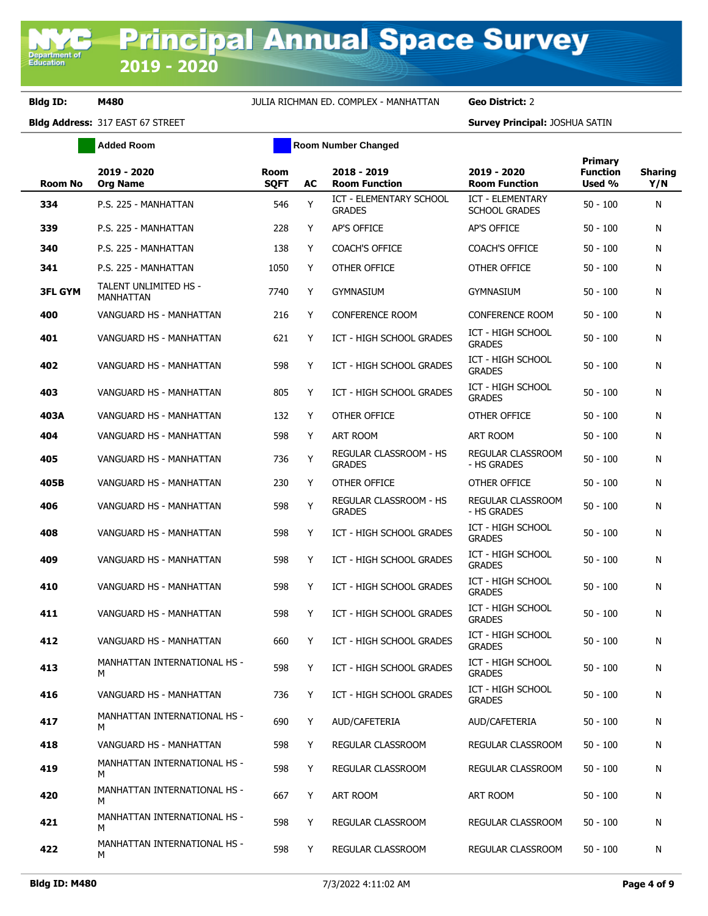# Principal Annual Space Survey 2019 - 2020

**Bldg ID:** M480 JULIA RICHMAN ED. COMPLEX - MANHATTAN **Geo District:** 2

**Bldg Address:** 317 EAST 67 STREET **Survey Principal:** JOSHUA SATIN

Added Room | Room Number Changed

| Room No | 2019 - 2020 Org Name | Room SQFT | AC | 2018 - 2019 Room Function | 2019 - 2020 Room Function | Primary Function Used % | Sharing Y/N |
|---|---|---|---|---|---|---|---|
| 334 | P.S. 225 - MANHATTAN | 546 | Y | ICT - ELEMENTARY SCHOOL GRADES | ICT - ELEMENTARY SCHOOL GRADES | 50 - 100 | N |
| 339 | P.S. 225 - MANHATTAN | 228 | Y | AP'S OFFICE | AP'S OFFICE | 50 - 100 | N |
| 340 | P.S. 225 - MANHATTAN | 138 | Y | COACH'S OFFICE | COACH'S OFFICE | 50 - 100 | N |
| 341 | P.S. 225 - MANHATTAN | 1050 | Y | OTHER OFFICE | OTHER OFFICE | 50 - 100 | N |
| 3FL GYM | TALENT UNLIMITED HS - MANHATTAN | 7740 | Y | GYMNASIUM | GYMNASIUM | 50 - 100 | N |
| 400 | VANGUARD HS - MANHATTAN | 216 | Y | CONFERENCE ROOM | CONFERENCE ROOM | 50 - 100 | N |
| 401 | VANGUARD HS - MANHATTAN | 621 | Y | ICT - HIGH SCHOOL GRADES | ICT - HIGH SCHOOL GRADES | 50 - 100 | N |
| 402 | VANGUARD HS - MANHATTAN | 598 | Y | ICT - HIGH SCHOOL GRADES | ICT - HIGH SCHOOL GRADES | 50 - 100 | N |
| 403 | VANGUARD HS - MANHATTAN | 805 | Y | ICT - HIGH SCHOOL GRADES | ICT - HIGH SCHOOL GRADES | 50 - 100 | N |
| 403A | VANGUARD HS - MANHATTAN | 132 | Y | OTHER OFFICE | OTHER OFFICE | 50 - 100 | N |
| 404 | VANGUARD HS - MANHATTAN | 598 | Y | ART ROOM | ART ROOM | 50 - 100 | N |
| 405 | VANGUARD HS - MANHATTAN | 736 | Y | REGULAR CLASSROOM - HS GRADES | REGULAR CLASSROOM - HS GRADES | 50 - 100 | N |
| 405B | VANGUARD HS - MANHATTAN | 230 | Y | OTHER OFFICE | OTHER OFFICE | 50 - 100 | N |
| 406 | VANGUARD HS - MANHATTAN | 598 | Y | REGULAR CLASSROOM - HS GRADES | REGULAR CLASSROOM - HS GRADES | 50 - 100 | N |
| 408 | VANGUARD HS - MANHATTAN | 598 | Y | ICT - HIGH SCHOOL GRADES | ICT - HIGH SCHOOL GRADES | 50 - 100 | N |
| 409 | VANGUARD HS - MANHATTAN | 598 | Y | ICT - HIGH SCHOOL GRADES | ICT - HIGH SCHOOL GRADES | 50 - 100 | N |
| 410 | VANGUARD HS - MANHATTAN | 598 | Y | ICT - HIGH SCHOOL GRADES | ICT - HIGH SCHOOL GRADES | 50 - 100 | N |
| 411 | VANGUARD HS - MANHATTAN | 598 | Y | ICT - HIGH SCHOOL GRADES | ICT - HIGH SCHOOL GRADES | 50 - 100 | N |
| 412 | VANGUARD HS - MANHATTAN | 660 | Y | ICT - HIGH SCHOOL GRADES | ICT - HIGH SCHOOL GRADES | 50 - 100 | N |
| 413 | MANHATTAN INTERNATIONAL HS - M | 598 | Y | ICT - HIGH SCHOOL GRADES | ICT - HIGH SCHOOL GRADES | 50 - 100 | N |
| 416 | VANGUARD HS - MANHATTAN | 736 | Y | ICT - HIGH SCHOOL GRADES | ICT - HIGH SCHOOL GRADES | 50 - 100 | N |
| 417 | MANHATTAN INTERNATIONAL HS - M | 690 | Y | AUD/CAFETERIA | AUD/CAFETERIA | 50 - 100 | N |
| 418 | VANGUARD HS - MANHATTAN | 598 | Y | REGULAR CLASSROOM | REGULAR CLASSROOM | 50 - 100 | N |
| 419 | MANHATTAN INTERNATIONAL HS - M | 598 | Y | REGULAR CLASSROOM | REGULAR CLASSROOM | 50 - 100 | N |
| 420 | MANHATTAN INTERNATIONAL HS - M | 667 | Y | ART ROOM | ART ROOM | 50 - 100 | N |
| 421 | MANHATTAN INTERNATIONAL HS - M | 598 | Y | REGULAR CLASSROOM | REGULAR CLASSROOM | 50 - 100 | N |
| 422 | MANHATTAN INTERNATIONAL HS - M | 598 | Y | REGULAR CLASSROOM | REGULAR CLASSROOM | 50 - 100 | N |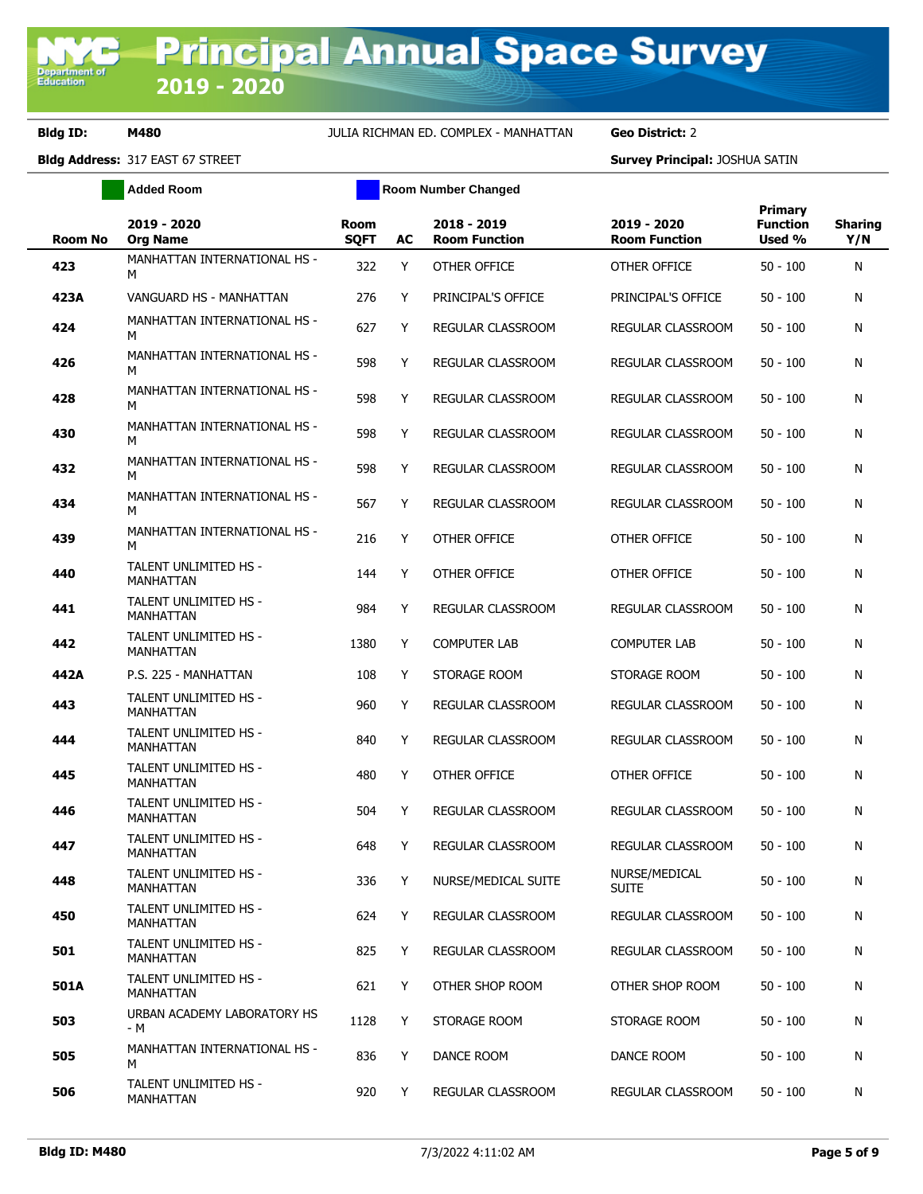# Principal Annual Space Survey 2019 - 2020

**Bldg ID:** M480 JULIA RICHMAN ED. COMPLEX - MANHATTAN **Geo District:** 2

**Bldg Address:** 317 EAST 67 STREET **Survey Principal:** JOSHUA SATIN

Added Room | Room Number Changed

| Room No | 2019 - 2020 Org Name | Room SQFT | AC | 2018 - 2019 Room Function | 2019 - 2020 Room Function | Primary Function Used % | Sharing Y/N |
|---|---|---|---|---|---|---|---|
| 423 | MANHATTAN INTERNATIONAL HS - M | 322 | Y | OTHER OFFICE | OTHER OFFICE | 50 - 100 | N |
| 423A | VANGUARD HS - MANHATTAN | 276 | Y | PRINCIPAL'S OFFICE | PRINCIPAL'S OFFICE | 50 - 100 | N |
| 424 | MANHATTAN INTERNATIONAL HS - M | 627 | Y | REGULAR CLASSROOM | REGULAR CLASSROOM | 50 - 100 | N |
| 426 | MANHATTAN INTERNATIONAL HS - M | 598 | Y | REGULAR CLASSROOM | REGULAR CLASSROOM | 50 - 100 | N |
| 428 | MANHATTAN INTERNATIONAL HS - M | 598 | Y | REGULAR CLASSROOM | REGULAR CLASSROOM | 50 - 100 | N |
| 430 | MANHATTAN INTERNATIONAL HS - M | 598 | Y | REGULAR CLASSROOM | REGULAR CLASSROOM | 50 - 100 | N |
| 432 | MANHATTAN INTERNATIONAL HS - M | 598 | Y | REGULAR CLASSROOM | REGULAR CLASSROOM | 50 - 100 | N |
| 434 | MANHATTAN INTERNATIONAL HS - M | 567 | Y | REGULAR CLASSROOM | REGULAR CLASSROOM | 50 - 100 | N |
| 439 | MANHATTAN INTERNATIONAL HS - M | 216 | Y | OTHER OFFICE | OTHER OFFICE | 50 - 100 | N |
| 440 | TALENT UNLIMITED HS - MANHATTAN | 144 | Y | OTHER OFFICE | OTHER OFFICE | 50 - 100 | N |
| 441 | TALENT UNLIMITED HS - MANHATTAN | 984 | Y | REGULAR CLASSROOM | REGULAR CLASSROOM | 50 - 100 | N |
| 442 | TALENT UNLIMITED HS - MANHATTAN | 1380 | Y | COMPUTER LAB | COMPUTER LAB | 50 - 100 | N |
| 442A | P.S. 225 - MANHATTAN | 108 | Y | STORAGE ROOM | STORAGE ROOM | 50 - 100 | N |
| 443 | TALENT UNLIMITED HS - MANHATTAN | 960 | Y | REGULAR CLASSROOM | REGULAR CLASSROOM | 50 - 100 | N |
| 444 | TALENT UNLIMITED HS - MANHATTAN | 840 | Y | REGULAR CLASSROOM | REGULAR CLASSROOM | 50 - 100 | N |
| 445 | TALENT UNLIMITED HS - MANHATTAN | 480 | Y | OTHER OFFICE | OTHER OFFICE | 50 - 100 | N |
| 446 | TALENT UNLIMITED HS - MANHATTAN | 504 | Y | REGULAR CLASSROOM | REGULAR CLASSROOM | 50 - 100 | N |
| 447 | TALENT UNLIMITED HS - MANHATTAN | 648 | Y | REGULAR CLASSROOM | REGULAR CLASSROOM | 50 - 100 | N |
| 448 | TALENT UNLIMITED HS - MANHATTAN | 336 | Y | NURSE/MEDICAL SUITE | NURSE/MEDICAL SUITE | 50 - 100 | N |
| 450 | TALENT UNLIMITED HS - MANHATTAN | 624 | Y | REGULAR CLASSROOM | REGULAR CLASSROOM | 50 - 100 | N |
| 501 | TALENT UNLIMITED HS - MANHATTAN | 825 | Y | REGULAR CLASSROOM | REGULAR CLASSROOM | 50 - 100 | N |
| 501A | TALENT UNLIMITED HS - MANHATTAN | 621 | Y | OTHER SHOP ROOM | OTHER SHOP ROOM | 50 - 100 | N |
| 503 | URBAN ACADEMY LABORATORY HS - M | 1128 | Y | STORAGE ROOM | STORAGE ROOM | 50 - 100 | N |
| 505 | MANHATTAN INTERNATIONAL HS - M | 836 | Y | DANCE ROOM | DANCE ROOM | 50 - 100 | N |
| 506 | TALENT UNLIMITED HS - MANHATTAN | 920 | Y | REGULAR CLASSROOM | REGULAR CLASSROOM | 50 - 100 | N |

7/3/2022 4:11:02 AM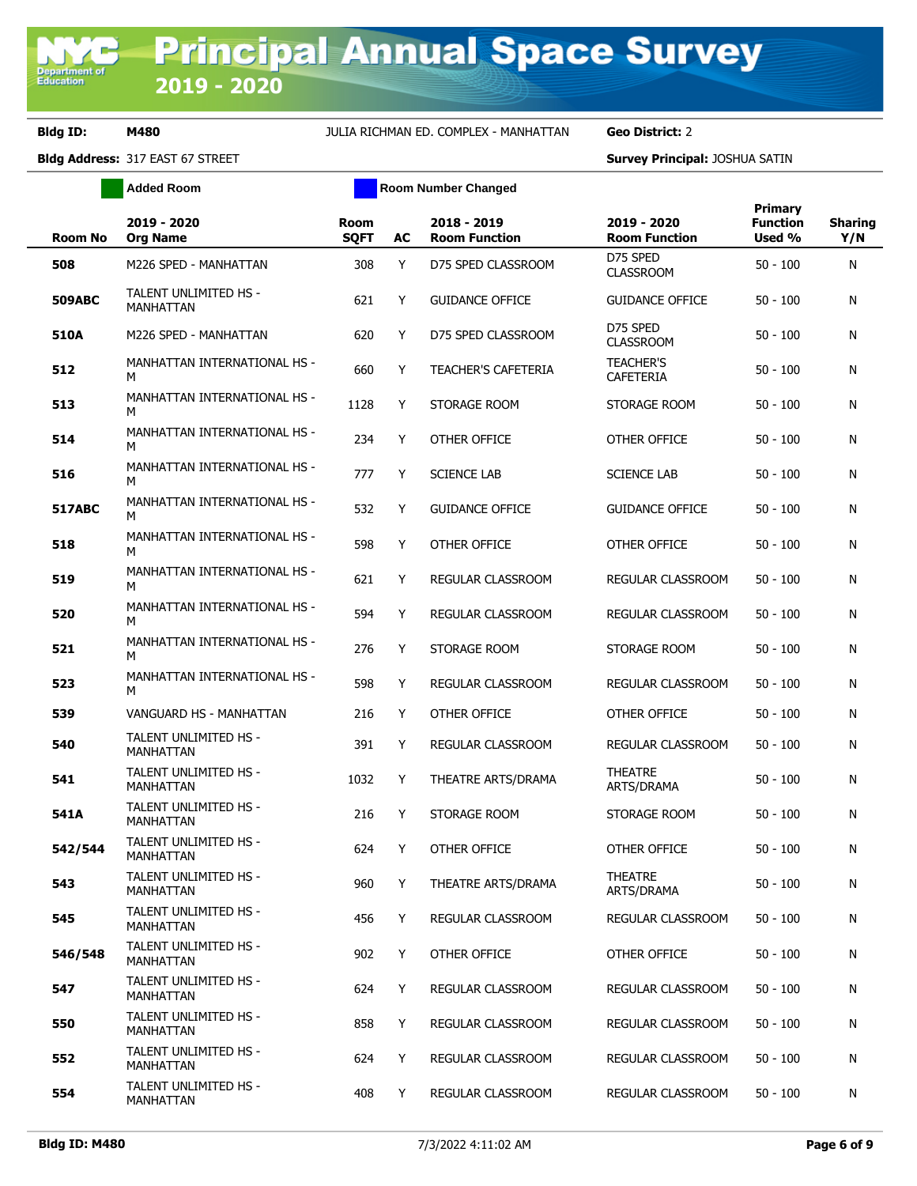# Principal Annual Space Survey 2019 - 2020

**Bldg ID:** M480 JULIA RICHMAN ED. COMPLEX - MANHATTAN **Geo District:** 2

**Bldg Address:** 317 EAST 67 STREET **Survey Principal:** JOSHUA SATIN

Added Room | Room Number Changed

| Room No | 2019 - 2020 Org Name | Room SQFT | AC | 2018 - 2019 Room Function | 2019 - 2020 Room Function | Primary Function Used % | Sharing Y/N |
|---|---|---|---|---|---|---|---|
| 508 | M226 SPED - MANHATTAN | 308 | Y | D75 SPED CLASSROOM | D75 SPED CLASSROOM | 50 - 100 | N |
| 509ABC | TALENT UNLIMITED HS - MANHATTAN | 621 | Y | GUIDANCE OFFICE | GUIDANCE OFFICE | 50 - 100 | N |
| 510A | M226 SPED - MANHATTAN | 620 | Y | D75 SPED CLASSROOM | D75 SPED CLASSROOM | 50 - 100 | N |
| 512 | MANHATTAN INTERNATIONAL HS - M | 660 | Y | TEACHER'S CAFETERIA | TEACHER'S CAFETERIA | 50 - 100 | N |
| 513 | MANHATTAN INTERNATIONAL HS - M | 1128 | Y | STORAGE ROOM | STORAGE ROOM | 50 - 100 | N |
| 514 | MANHATTAN INTERNATIONAL HS - M | 234 | Y | OTHER OFFICE | OTHER OFFICE | 50 - 100 | N |
| 516 | MANHATTAN INTERNATIONAL HS - M | 777 | Y | SCIENCE LAB | SCIENCE LAB | 50 - 100 | N |
| 517ABC | MANHATTAN INTERNATIONAL HS - M | 532 | Y | GUIDANCE OFFICE | GUIDANCE OFFICE | 50 - 100 | N |
| 518 | MANHATTAN INTERNATIONAL HS - M | 598 | Y | OTHER OFFICE | OTHER OFFICE | 50 - 100 | N |
| 519 | MANHATTAN INTERNATIONAL HS - M | 621 | Y | REGULAR CLASSROOM | REGULAR CLASSROOM | 50 - 100 | N |
| 520 | MANHATTAN INTERNATIONAL HS - M | 594 | Y | REGULAR CLASSROOM | REGULAR CLASSROOM | 50 - 100 | N |
| 521 | MANHATTAN INTERNATIONAL HS - M | 276 | Y | STORAGE ROOM | STORAGE ROOM | 50 - 100 | N |
| 523 | MANHATTAN INTERNATIONAL HS - M | 598 | Y | REGULAR CLASSROOM | REGULAR CLASSROOM | 50 - 100 | N |
| 539 | VANGUARD HS - MANHATTAN | 216 | Y | OTHER OFFICE | OTHER OFFICE | 50 - 100 | N |
| 540 | TALENT UNLIMITED HS - MANHATTAN | 391 | Y | REGULAR CLASSROOM | REGULAR CLASSROOM | 50 - 100 | N |
| 541 | TALENT UNLIMITED HS - MANHATTAN | 1032 | Y | THEATRE ARTS/DRAMA | THEATRE ARTS/DRAMA | 50 - 100 | N |
| 541A | TALENT UNLIMITED HS - MANHATTAN | 216 | Y | STORAGE ROOM | STORAGE ROOM | 50 - 100 | N |
| 542/544 | TALENT UNLIMITED HS - MANHATTAN | 624 | Y | OTHER OFFICE | OTHER OFFICE | 50 - 100 | N |
| 543 | TALENT UNLIMITED HS - MANHATTAN | 960 | Y | THEATRE ARTS/DRAMA | THEATRE ARTS/DRAMA | 50 - 100 | N |
| 545 | TALENT UNLIMITED HS - MANHATTAN | 456 | Y | REGULAR CLASSROOM | REGULAR CLASSROOM | 50 - 100 | N |
| 546/548 | TALENT UNLIMITED HS - MANHATTAN | 902 | Y | OTHER OFFICE | OTHER OFFICE | 50 - 100 | N |
| 547 | TALENT UNLIMITED HS - MANHATTAN | 624 | Y | REGULAR CLASSROOM | REGULAR CLASSROOM | 50 - 100 | N |
| 550 | TALENT UNLIMITED HS - MANHATTAN | 858 | Y | REGULAR CLASSROOM | REGULAR CLASSROOM | 50 - 100 | N |
| 552 | TALENT UNLIMITED HS - MANHATTAN | 624 | Y | REGULAR CLASSROOM | REGULAR CLASSROOM | 50 - 100 | N |
| 554 | TALENT UNLIMITED HS - MANHATTAN | 408 | Y | REGULAR CLASSROOM | REGULAR CLASSROOM | 50 - 100 | N |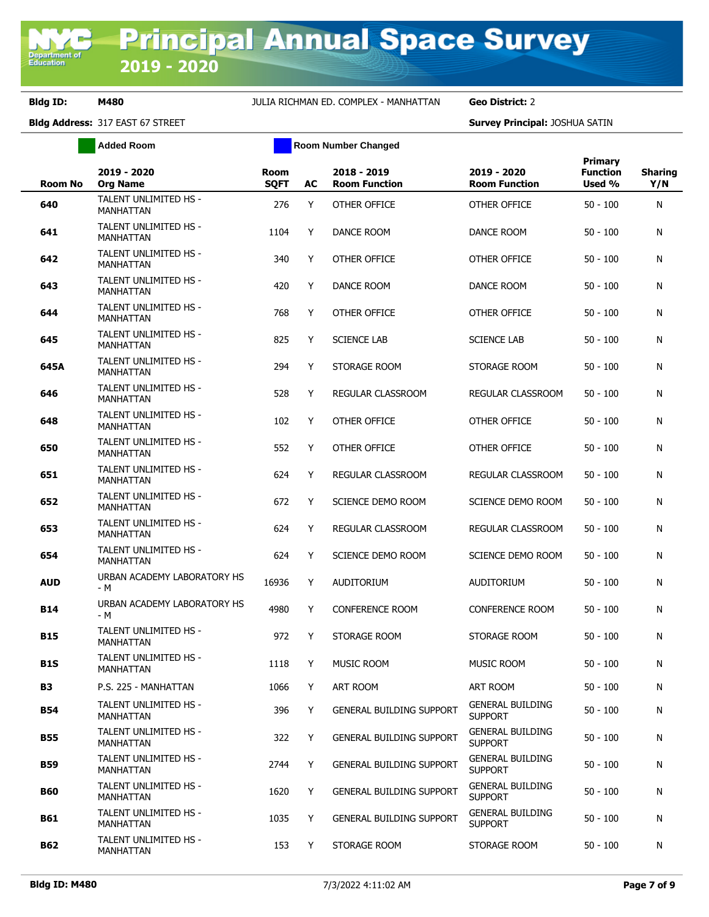# Principal Annual Space Survey 2019 - 2020

**Bldg ID:** M480 JULIA RICHMAN ED. COMPLEX - MANHATTAN **Geo District:** 2

**Bldg Address:** 317 EAST 67 STREET **Survey Principal:** JOSHUA SATIN

Added Room | Room Number Changed

| Room No | 2019 - 2020 Org Name | Room SQFT | AC | 2018 - 2019 Room Function | 2019 - 2020 Room Function | Primary Function Used % | Sharing Y/N |
|---|---|---|---|---|---|---|---|
| 640 | TALENT UNLIMITED HS - MANHATTAN | 276 | Y | OTHER OFFICE | OTHER OFFICE | 50 - 100 | N |
| 641 | TALENT UNLIMITED HS - MANHATTAN | 1104 | Y | DANCE ROOM | DANCE ROOM | 50 - 100 | N |
| 642 | TALENT UNLIMITED HS - MANHATTAN | 340 | Y | OTHER OFFICE | OTHER OFFICE | 50 - 100 | N |
| 643 | TALENT UNLIMITED HS - MANHATTAN | 420 | Y | DANCE ROOM | DANCE ROOM | 50 - 100 | N |
| 644 | TALENT UNLIMITED HS - MANHATTAN | 768 | Y | OTHER OFFICE | OTHER OFFICE | 50 - 100 | N |
| 645 | TALENT UNLIMITED HS - MANHATTAN | 825 | Y | SCIENCE LAB | SCIENCE LAB | 50 - 100 | N |
| 645A | TALENT UNLIMITED HS - MANHATTAN | 294 | Y | STORAGE ROOM | STORAGE ROOM | 50 - 100 | N |
| 646 | TALENT UNLIMITED HS - MANHATTAN | 528 | Y | REGULAR CLASSROOM | REGULAR CLASSROOM | 50 - 100 | N |
| 648 | TALENT UNLIMITED HS - MANHATTAN | 102 | Y | OTHER OFFICE | OTHER OFFICE | 50 - 100 | N |
| 650 | TALENT UNLIMITED HS - MANHATTAN | 552 | Y | OTHER OFFICE | OTHER OFFICE | 50 - 100 | N |
| 651 | TALENT UNLIMITED HS - MANHATTAN | 624 | Y | REGULAR CLASSROOM | REGULAR CLASSROOM | 50 - 100 | N |
| 652 | TALENT UNLIMITED HS - MANHATTAN | 672 | Y | SCIENCE DEMO ROOM | SCIENCE DEMO ROOM | 50 - 100 | N |
| 653 | TALENT UNLIMITED HS - MANHATTAN | 624 | Y | REGULAR CLASSROOM | REGULAR CLASSROOM | 50 - 100 | N |
| 654 | TALENT UNLIMITED HS - MANHATTAN | 624 | Y | SCIENCE DEMO ROOM | SCIENCE DEMO ROOM | 50 - 100 | N |
| AUD | URBAN ACADEMY LABORATORY HS - M | 16936 | Y | AUDITORIUM | AUDITORIUM | 50 - 100 | N |
| B14 | URBAN ACADEMY LABORATORY HS - M | 4980 | Y | CONFERENCE ROOM | CONFERENCE ROOM | 50 - 100 | N |
| B15 | TALENT UNLIMITED HS - MANHATTAN | 972 | Y | STORAGE ROOM | STORAGE ROOM | 50 - 100 | N |
| B1S | TALENT UNLIMITED HS - MANHATTAN | 1118 | Y | MUSIC ROOM | MUSIC ROOM | 50 - 100 | N |
| B3 | P.S. 225 - MANHATTAN | 1066 | Y | ART ROOM | ART ROOM | 50 - 100 | N |
| B54 | TALENT UNLIMITED HS - MANHATTAN | 396 | Y | GENERAL BUILDING SUPPORT | GENERAL BUILDING SUPPORT | 50 - 100 | N |
| B55 | TALENT UNLIMITED HS - MANHATTAN | 322 | Y | GENERAL BUILDING SUPPORT | GENERAL BUILDING SUPPORT | 50 - 100 | N |
| B59 | TALENT UNLIMITED HS - MANHATTAN | 2744 | Y | GENERAL BUILDING SUPPORT | GENERAL BUILDING SUPPORT | 50 - 100 | N |
| B60 | TALENT UNLIMITED HS - MANHATTAN | 1620 | Y | GENERAL BUILDING SUPPORT | GENERAL BUILDING SUPPORT | 50 - 100 | N |
| B61 | TALENT UNLIMITED HS - MANHATTAN | 1035 | Y | GENERAL BUILDING SUPPORT | GENERAL BUILDING SUPPORT | 50 - 100 | N |
| B62 | TALENT UNLIMITED HS - MANHATTAN | 153 | Y | STORAGE ROOM | STORAGE ROOM | 50 - 100 | N |

**Bldg ID: M480** 7/3/2022 4:11:02 AM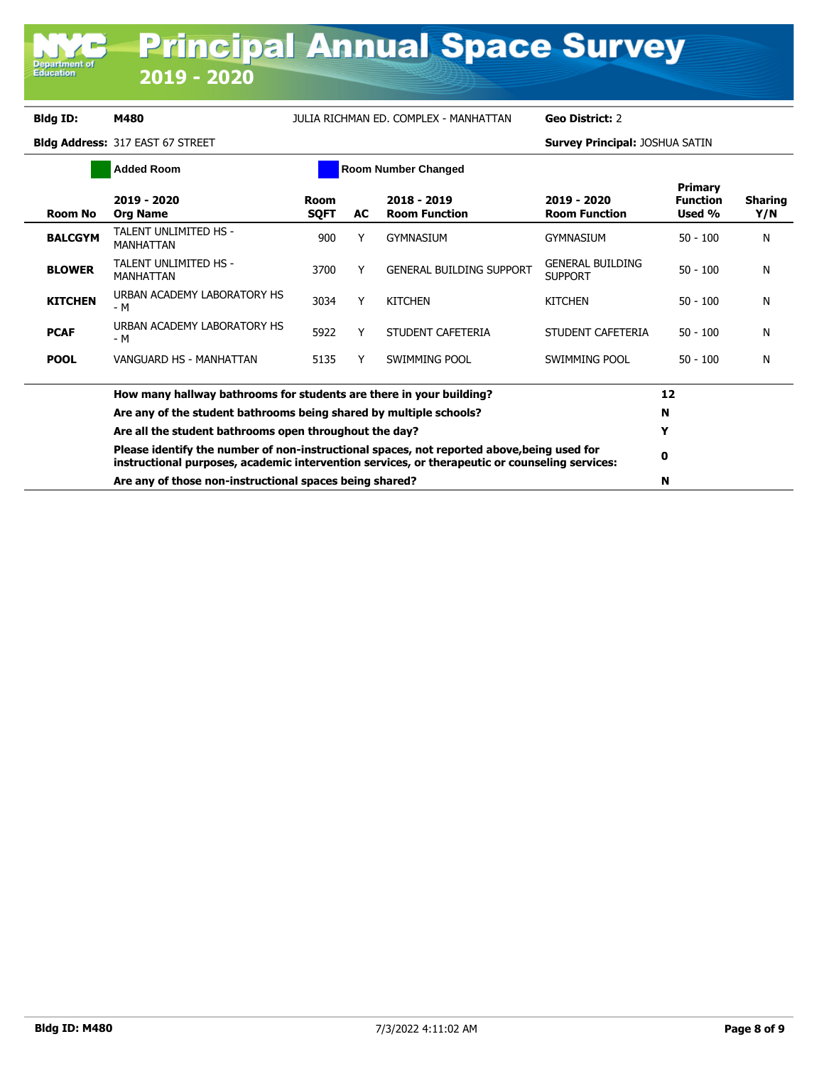# Principal Annual Space Survey 2019 - 2020

**Bldg ID:** M480 JULIA RICHMAN ED. COMPLEX - MANHATTAN **Geo District:** 2

**Bldg Address:** 317 EAST 67 STREET **Survey Principal:** JOSHUA SATIN

Added Room | Room Number Changed

| Room No | 2019 - 2020 Org Name | Room SQFT | AC | 2018 - 2019 Room Function | 2019 - 2020 Room Function | Primary Function Used % | Sharing Y/N |
|---|---|---|---|---|---|---|---|
| **BALCGYM** | TALENT UNLIMITED HS - MANHATTAN | 900 | Y | GYMNASIUM | GYMNASIUM | 50 - 100 | N |
| **BLOWER** | TALENT UNLIMITED HS - MANHATTAN | 3700 | Y | GENERAL BUILDING SUPPORT | GENERAL BUILDING SUPPORT | 50 - 100 | N |
| **KITCHEN** | URBAN ACADEMY LABORATORY HS - M | 3034 | Y | KITCHEN | KITCHEN | 50 - 100 | N |
| **PCAF** | URBAN ACADEMY LABORATORY HS - M | 5922 | Y | STUDENT CAFETERIA | STUDENT CAFETERIA | 50 - 100 | N |
| **POOL** | VANGUARD HS - MANHATTAN | 5135 | Y | SWIMMING POOL | SWIMMING POOL | 50 - 100 | N |

| Question | Answer |
|---|---|
| **How many hallway bathrooms for students are there in your building?** | **12** |
| **Are any of the student bathrooms being shared by multiple schools?** | **N** |
| **Are all the student bathrooms open throughout the day?** | **Y** |
| **Please identify the number of non-instructional spaces, not reported above,being used for instructional purposes, academic intervention services, or therapeutic or counseling services:** | **0** |
| **Are any of those non-instructional spaces being shared?** | **N** |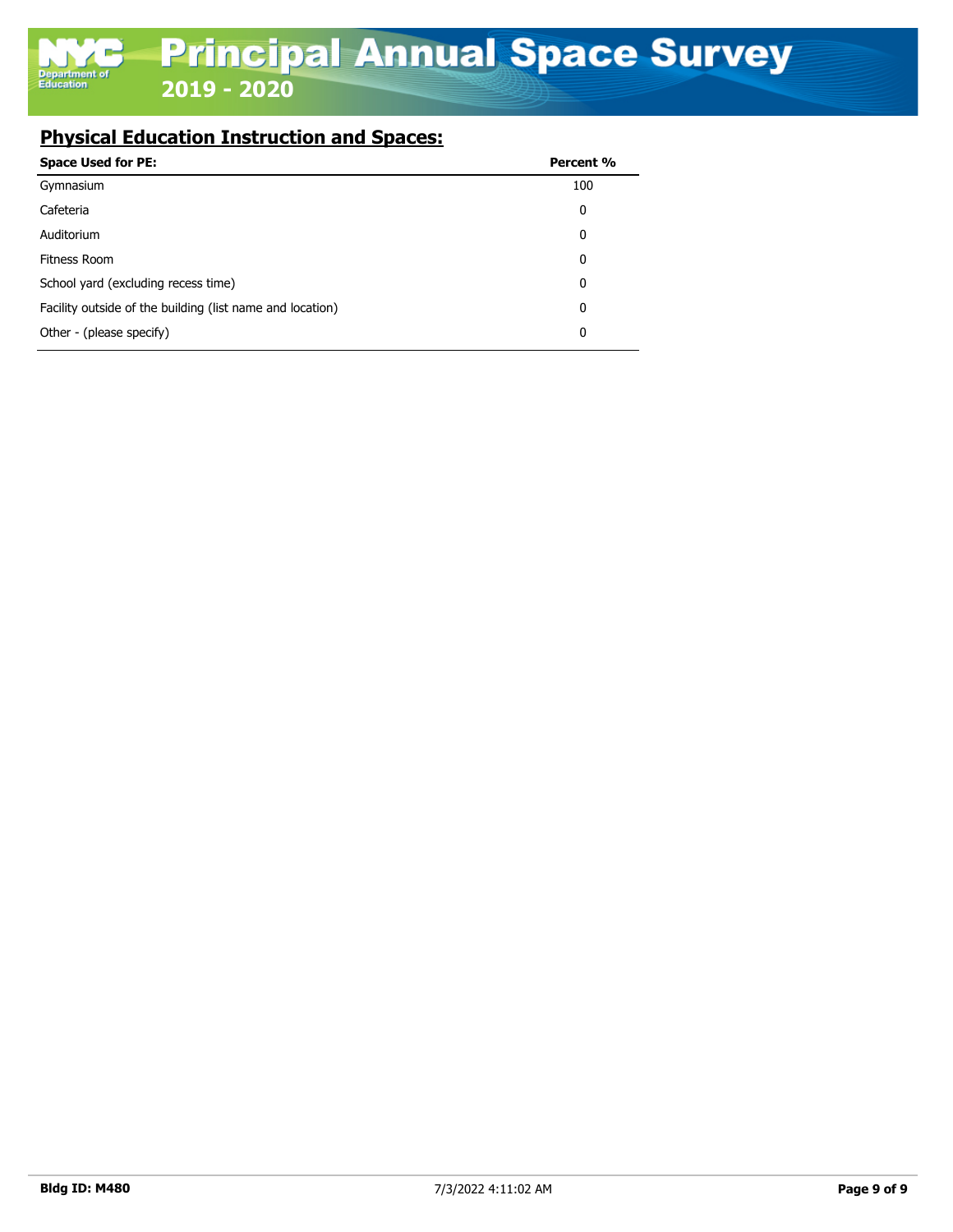## Physical Education Instruction and Spaces:

| Space Used for PE: | Percent % |
| --- | --- |
| Gymnasium | 100 |
| Cafeteria | 0 |
| Auditorium | 0 |
| Fitness Room | 0 |
| School yard (excluding recess time) | 0 |
| Facility outside of the building (list name and location) | 0 |
| Other - (please specify) | 0 |